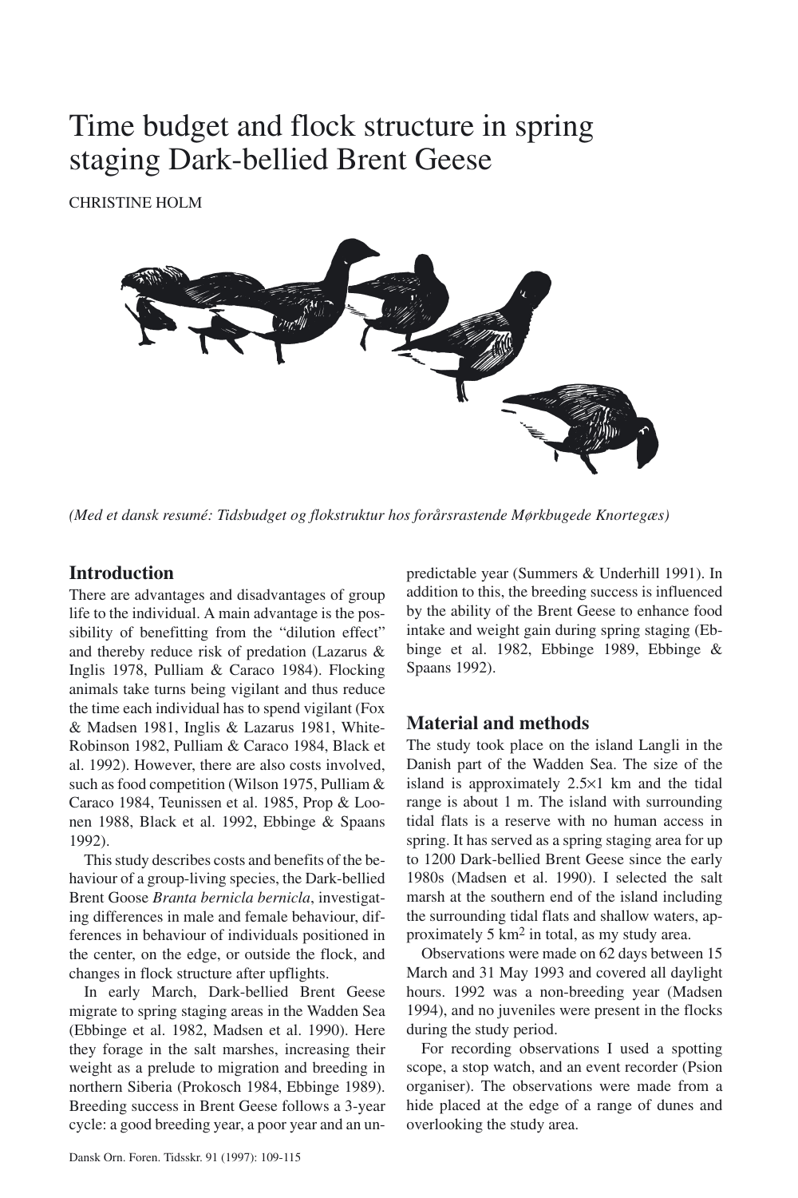# Time budget and flock structure in spring staging Dark-bellied Brent Geese

CHRISTINE HOLM

*(Med et dansk resumé: Tidsbudget og flokstruktur hos forårsrastende Mørkbugede Knortegæs)*

## Introduction

There are advantages and disadvantages of group life to the individual. A main advantage is the possibility of benefitting from the "dilution effect" and thereby reduce risk of predation (Lazarus & Inglis 1978, Pulliam & Caraco 1984). Flocking animals take turns being vigilant and thus reduce the time each individual has to spend vigilant (Fox & Madsen 1981, Inglis & Lazarus 1981, White-Robinson 1982, Pulliam & Caraco 1984, Black et al. 1992). However, there are also costs involved, such as food competition (Wilson 1975, Pulliam & Caraco 1984, Teunissen et al. 1985, Prop & Loonen 1988, Black et al. 1992, Ebbinge & Spaans 1992).

This study describes costs and benefits of the behaviour of a group-living species, the Dark-bellied Brent Goose *Branta bernicla bernicla*, investigating differences in male and female behaviour, differences in behaviour of individuals positioned in the center, on the edge, or outside the flock, and changes in flock structure after upflights.

In early March, Dark-bellied Brent Geese migrate to spring staging areas in the Wadden Sea (Ebbinge et al. 1982, Madsen et al. 1990). Here they forage in the salt marshes, increasing their weight as a prelude to migration and breeding in northern Siberia (Prokosch 1984, Ebbinge 1989). Breeding success in Brent Geese follows a 3-year cycle: a good breeding year, a poor year and an unpredictable year (Summers & Underhill 1991). In addition to this, the breeding success is influenced by the ability of the Brent Geese to enhance food intake and weight gain during spring staging (Ebbinge et al. 1982, Ebbinge 1989, Ebbinge & Spaans 1992).

## Material and methods

The study took place on the island Langli in the Danish part of the Wadden Sea. The size of the island is approximately 2.5×1 km and the tidal range is about 1 m. The island with surrounding tidal flats is a reserve with no human access in spring. It has served as a spring staging area for up to 1200 Dark-bellied Brent Geese since the early 1980s (Madsen et al. 1990). I selected the salt marsh at the southern end of the island including the surrounding tidal flats and shallow waters, approximately 5 km$^2$ in total, as my study area.

Observations were made on 62 days between 15 March and 31 May 1993 and covered all daylight hours. 1992 was a non-breeding year (Madsen 1994), and no juveniles were present in the flocks during the study period.

For recording observations I used a spotting scope, a stop watch, and an event recorder (Psion organiser). The observations were made from a hide placed at the edge of a range of dunes and overlooking the study area.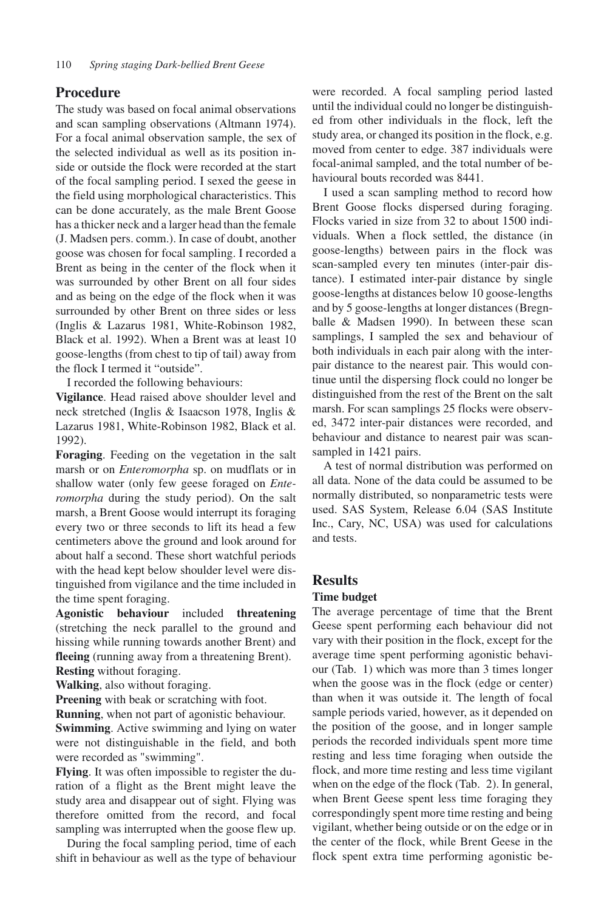## Procedure

The study was based on focal animal observations and scan sampling observations (Altmann 1974). For a focal animal observation sample, the sex of the selected individual as well as its position inside or outside the flock were recorded at the start of the focal sampling period. I sexed the geese in the field using morphological characteristics. This can be done accurately, as the male Brent Goose has a thicker neck and a larger head than the female (J. Madsen pers. comm.). In case of doubt, another goose was chosen for focal sampling. I recorded a Brent as being in the center of the flock when it was surrounded by other Brent on all four sides and as being on the edge of the flock when it was surrounded by other Brent on three sides or less (Inglis & Lazarus 1981, White-Robinson 1982, Black et al. 1992). When a Brent was at least 10 goose-lengths (from chest to tip of tail) away from the flock I termed it "outside".

I recorded the following behaviours:

**Vigilance**. Head raised above shoulder level and neck stretched (Inglis & Isaacson 1978, Inglis & Lazarus 1981, White-Robinson 1982, Black et al. 1992).

**Foraging**. Feeding on the vegetation in the salt marsh or on *Enteromorpha* sp. on mudflats or in shallow water (only few geese foraged on *Enteromorpha* during the study period). On the salt marsh, a Brent Goose would interrupt its foraging every two or three seconds to lift its head a few centimeters above the ground and look around for about half a second. These short watchful periods with the head kept below shoulder level were distinguished from vigilance and the time included in the time spent foraging.

**Agonistic behaviour** included **threatening** (stretching the neck parallel to the ground and hissing while running towards another Brent) and **fleeing** (running away from a threatening Brent).

**Resting** without foraging.

**Walking**, also without foraging.

**Preening** with beak or scratching with foot.

**Running**, when not part of agonistic behaviour.

**Swimming**. Active swimming and lying on water were not distinguishable in the field, and both were recorded as "swimming".

**Flying**. It was often impossible to register the duration of a flight as the Brent might leave the study area and disappear out of sight. Flying was therefore omitted from the record, and focal sampling was interrupted when the goose flew up.

During the focal sampling period, time of each shift in behaviour as well as the type of behaviour were recorded. A focal sampling period lasted until the individual could no longer be distinguished from other individuals in the flock, left the study area, or changed its position in the flock, e.g. moved from center to edge. 387 individuals were focal-animal sampled, and the total number of behavioural bouts recorded was 8441.

I used a scan sampling method to record how Brent Goose flocks dispersed during foraging. Flocks varied in size from 32 to about 1500 individuals. When a flock settled, the distance (in goose-lengths) between pairs in the flock was scan-sampled every ten minutes (inter-pair distance). I estimated inter-pair distance by single goose-lengths at distances below 10 goose-lengths and by 5 goose-lengths at longer distances (Bregnballe & Madsen 1990). In between these scan samplings, I sampled the sex and behaviour of both individuals in each pair along with the inter-pair distance to the nearest pair. This would continue until the dispersing flock could no longer be distinguished from the rest of the Brent on the salt marsh. For scan samplings 25 flocks were observed, 3472 inter-pair distances were recorded, and behaviour and distance to nearest pair was scan-sampled in 1421 pairs.

A test of normal distribution was performed on all data. None of the data could be assumed to be normally distributed, so nonparametric tests were used. SAS System, Release 6.04 (SAS Institute Inc., Cary, NC, USA) was used for calculations and tests.

## Results

### Time budget

The average percentage of time that the Brent Geese spent performing each behaviour did not vary with their position in the flock, except for the average time spent performing agonistic behaviour (Tab. 1) which was more than 3 times longer when the goose was in the flock (edge or center) than when it was outside it. The length of focal sample periods varied, however, as it depended on the position of the goose, and in longer sample periods the recorded individuals spent more time resting and less time foraging when outside the flock, and more time resting and less time vigilant when on the edge of the flock (Tab. 2). In general, when Brent Geese spent less time foraging they correspondingly spent more time resting and being vigilant, whether being outside or on the edge or in the center of the flock, while Brent Geese in the flock spent extra time performing agonistic be-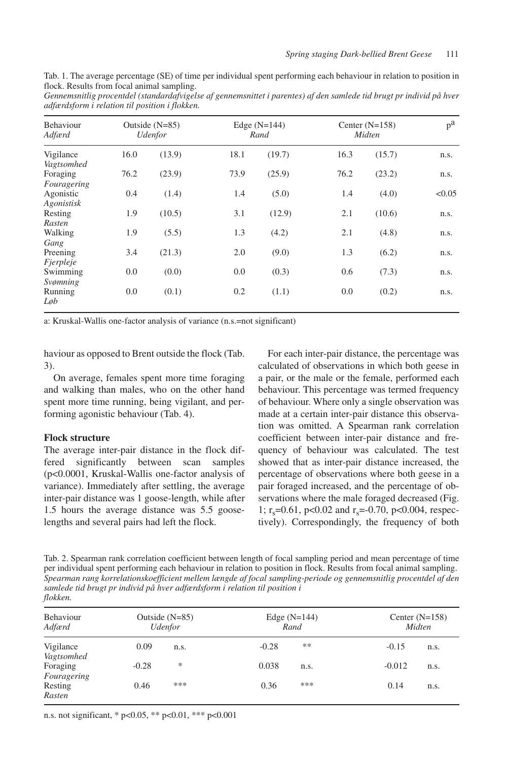Tab. 1. The average percentage (SE) of time per individual spent performing each behaviour in relation to position in flock. Results from focal animal sampling.
*Gennemsnitlig procentdel (standardafvigelse af gennemsnittet i parentes) af den samlede tid brugt pr individ på hver adfærdsform i relation til position i flokken.*

| Behaviour *Adfærd* | Outside (N=85) *Udenfor* | | Edge (N=144) *Rand* | | Center (N=158) *Midten* | | p[a] |
|---|---|---|---|---|---|---|---|
| Vigilance *Vagtsomhed* | 16.0 | (13.9) | 18.1 | (19.7) | 16.3 | (15.7) | n.s. |
| Foraging *Fouragering* | 76.2 | (23.9) | 73.9 | (25.9) | 76.2 | (23.2) | n.s. |
| Agonistic *Agonistisk* | 0.4 | (1.4) | 1.4 | (5.0) | 1.4 | (4.0) | <0.05 |
| Resting *Rasten* | 1.9 | (10.5) | 3.1 | (12.9) | 2.1 | (10.6) | n.s. |
| Walking *Gang* | 1.9 | (5.5) | 1.3 | (4.2) | 2.1 | (4.8) | n.s. |
| Preening *Fjerpleje* | 3.4 | (21.3) | 2.0 | (9.0) | 1.3 | (6.2) | n.s. |
| Swimming *Svømning* | 0.0 | (0.0) | 0.0 | (0.3) | 0.6 | (7.3) | n.s. |
| Running *Løb* | 0.0 | (0.1) | 0.2 | (1.1) | 0.0 | (0.2) | n.s. |

a: Kruskal-Wallis one-factor analysis of variance (n.s.=not significant)

haviour as opposed to Brent outside the flock (Tab. 3).

On average, females spent more time foraging and walking than males, who on the other hand spent more time running, being vigilant, and performing agonistic behaviour (Tab. 4).

**Flock structure**

The average inter-pair distance in the flock differed significantly between scan samples ($p<0.0001$, Kruskal-Wallis one-factor analysis of variance). Immediately after settling, the average inter-pair distance was 1 goose-length, while after 1.5 hours the average distance was 5.5 goose-lengths and several pairs had left the flock.

For each inter-pair distance, the percentage was calculated of observations in which both geese in a pair, or the male or the female, performed each behaviour. This percentage was termed frequency of behaviour. Where only a single observation was made at a certain inter-pair distance this observation was omitted. A Spearman rank correlation coefficient between inter-pair distance and frequency of behaviour was calculated. The test showed that as inter-pair distance increased, the percentage of observations where both geese in a pair foraged increased, and the percentage of observations where the male foraged decreased (Fig. 1; $r_s=0.61$, $p<0.02$ and $r_s=-0.70$, $p<0.004$, respectively). Correspondingly, the frequency of both

Tab. 2. Spearman rank correlation coefficient between length of focal sampling period and mean percentage of time per individual spent performing each behaviour in relation to position in flock. Results from focal animal sampling.
*Spearman rang korrelationskoefficient mellem længde af focal sampling-periode og gennemsnitlig procentdel af den samlede tid brugt pr individ på hver adfærdsform i relation til position i flokken.*

| Behaviour *Adfærd* | Outside (N=85) *Udenfor* | | Edge (N=144) *Rand* | | Center (N=158) *Midten* | |
|---|---|---|---|---|---|---|
| Vigilance *Vagtsomhed* | 0.09 | n.s. | -0.28 | ** | -0.15 | n.s. |
| Foraging *Fouragering* | -0.28 | * | 0.038 | n.s. | -0.012 | n.s. |
| Resting *Rasten* | 0.46 | *** | 0.36 | *** | 0.14 | n.s. |

n.s. not significant, * $p<0.05$, ** $p<0.01$, *** $p<0.001$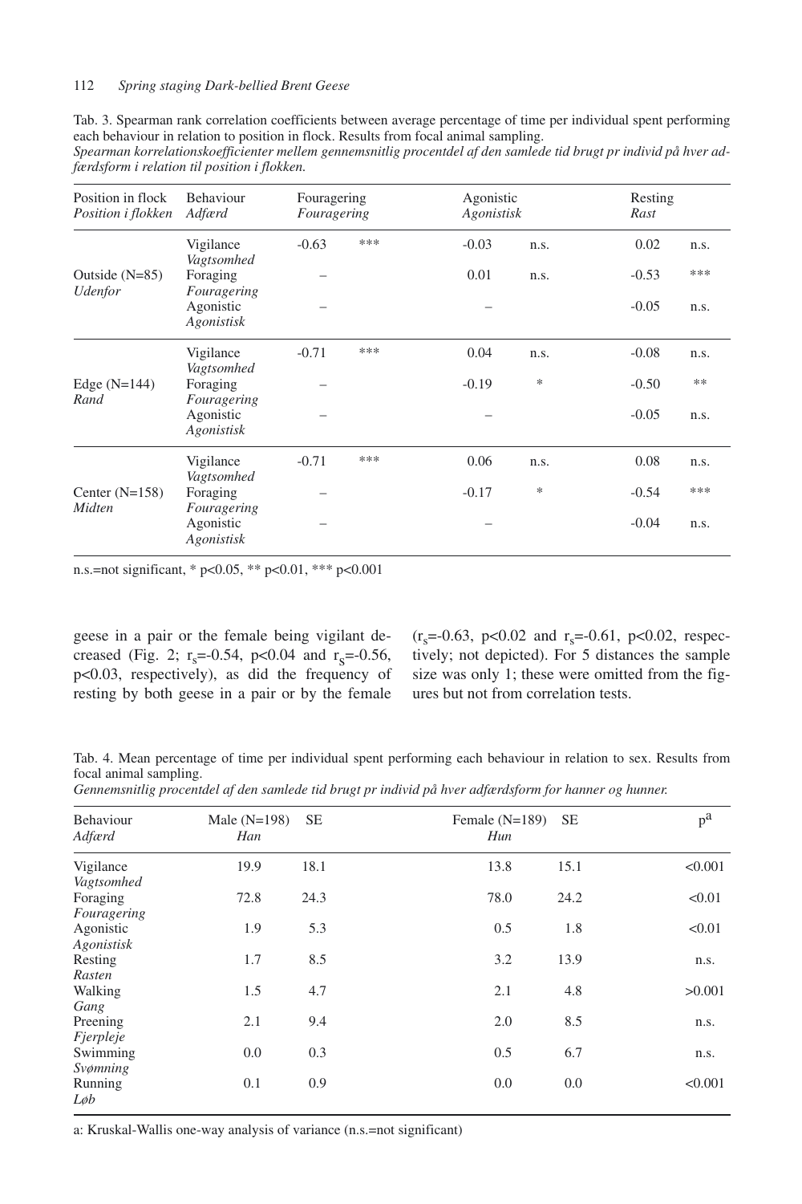Tab. 3. Spearman rank correlation coefficients between average percentage of time per individual spent performing each behaviour in relation to position in flock. Results from focal animal sampling.
*Spearman korrelationskoefficienter mellem gennemsnitlig procentdel af den samlede tid brugt pr individ på hver adfærdsform i relation til position i flokken.*

| Position in flock *Position i flokken* | Behaviour *Adfærd* | Fouragering *Fouragering* | | Agonistic *Agonistisk* | | Resting *Rast* | |
|---|---|---|---|---|---|---|---|
| Outside (N=85) *Udenfor* | Vigilance *Vagtsomhed* | -0.63 | *** | -0.03 | n.s. | 0.02 | n.s. |
| | Foraging *Fouragering* | – | | 0.01 | n.s. | -0.53 | *** |
| | Agonistic *Agonistisk* | – | | – | | -0.05 | n.s. |
| Edge (N=144) *Rand* | Vigilance *Vagtsomhed* | -0.71 | *** | 0.04 | n.s. | -0.08 | n.s. |
| | Foraging *Fouragering* | – | | -0.19 | * | -0.50 | ** |
| | Agonistic *Agonistisk* | – | | – | | -0.05 | n.s. |
| Center (N=158) *Midten* | Vigilance *Vagtsomhed* | -0.71 | *** | 0.06 | n.s. | 0.08 | n.s. |
| | Foraging *Fouragering* | – | | -0.17 | * | -0.54 | *** |
| | Agonistic *Agonistisk* | – | | – | | -0.04 | n.s. |

n.s.=not significant, * $p<0.05$, ** $p<0.01$, *** $p<0.001$

geese in a pair or the female being vigilant decreased (Fig. 2; $r_s$=-0.54, $p<0.04$ and $r_s$=-0.56, $p<0.03$, respectively), as did the frequency of resting by both geese in a pair or by the female ($r_s$=-0.63, $p<0.02$ and $r_s$=-0.61, $p<0.02$, respectively; not depicted). For 5 distances the sample size was only 1; these were omitted from the figures but not from correlation tests.

Tab. 4. Mean percentage of time per individual spent performing each behaviour in relation to sex. Results from focal animal sampling.
*Gennemsnitlig procentdel af den samlede tid brugt pr individ på hver adfærdsform for hanner og hunner.*

| Behaviour *Adfærd* | Male (N=198) *Han* | SE | Female (N=189) *Hun* | SE | p[a] |
|---|---|---|---|---|---|
| Vigilance *Vagtsomhed* | 19.9 | 18.1 | 13.8 | 15.1 | <0.001 |
| Foraging *Fouragering* | 72.8 | 24.3 | 78.0 | 24.2 | <0.01 |
| Agonistic *Agonistisk* | 1.9 | 5.3 | 0.5 | 1.8 | <0.01 |
| Resting *Rasten* | 1.7 | 8.5 | 3.2 | 13.9 | n.s. |
| Walking *Gang* | 1.5 | 4.7 | 2.1 | 4.8 | >0.001 |
| Preening *Fjerpleje* | 2.1 | 9.4 | 2.0 | 8.5 | n.s. |
| Swimming *Svømning* | 0.0 | 0.3 | 0.5 | 6.7 | n.s. |
| Running *Løb* | 0.1 | 0.9 | 0.0 | 0.0 | <0.001 |

a: Kruskal-Wallis one-way analysis of variance (n.s.=not significant)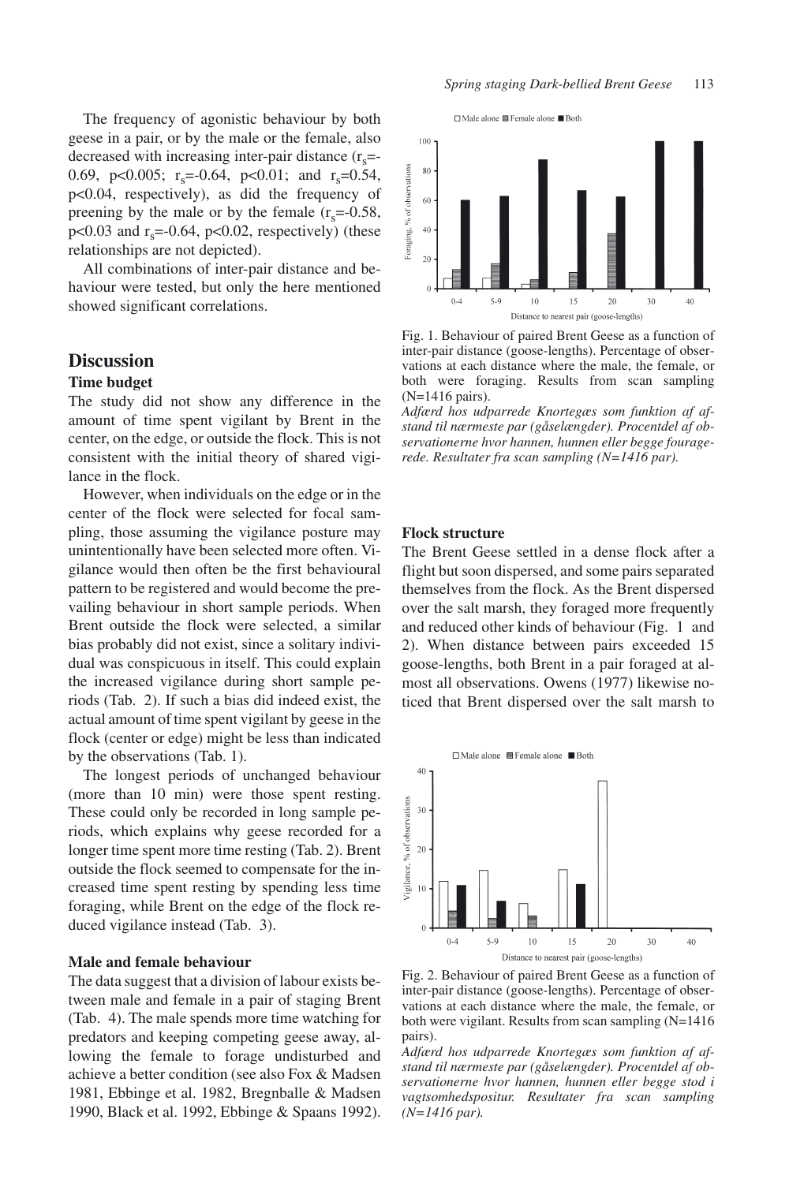The frequency of agonistic behaviour by both geese in a pair, or by the male or the female, also decreased with increasing inter-pair distance ($r_s$=-0.69, p<0.005; $r_s$=-0.64, p<0.01; and $r_s$=0.54, p<0.04, respectively), as did the frequency of preening by the male or by the female ($r_s$=-0.58, p<0.03 and $r_s$=-0.64, p<0.02, respectively) (these relationships are not depicted).

All combinations of inter-pair distance and behaviour were tested, but only the here mentioned showed significant correlations.

## Discussion

### Time budget

The study did not show any difference in the amount of time spent vigilant by Brent in the center, on the edge, or outside the flock. This is not consistent with the initial theory of shared vigilance in the flock.

However, when individuals on the edge or in the center of the flock were selected for focal sampling, those assuming the vigilance posture may unintentionally have been selected more often. Vigilance would then often be the first behavioural pattern to be registered and would become the prevailing behaviour in short sample periods. When Brent outside the flock were selected, a similar bias probably did not exist, since a solitary individual was conspicuous in itself. This could explain the increased vigilance during short sample periods (Tab. 2). If such a bias did indeed exist, the actual amount of time spent vigilant by geese in the flock (center or edge) might be less than indicated by the observations (Tab. 1).

The longest periods of unchanged behaviour (more than 10 min) were those spent resting. These could only be recorded in long sample periods, which explains why geese recorded for a longer time spent more time resting (Tab. 2). Brent outside the flock seemed to compensate for the increased time spent resting by spending less time foraging, while Brent on the edge of the flock reduced vigilance instead (Tab. 3).

### Male and female behaviour

The data suggest that a division of labour exists between male and female in a pair of staging Brent (Tab. 4). The male spends more time watching for predators and keeping competing geese away, allowing the female to forage undisturbed and achieve a better condition (see also Fox & Madsen 1981, Ebbinge et al. 1982, Bregnballe & Madsen 1990, Black et al. 1992, Ebbinge & Spaans 1992).

Fig. 1. Behaviour of paired Brent Geese as a function of inter-pair distance (goose-lengths). Percentage of observations at each distance where the male, the female, or both were foraging. Results from scan sampling (N=1416 pairs).

*Adfærd hos udparrede Knortegæs som funktion af afstand til nærmeste par (gåselængder). Procentdel af observationerne hvor hannen, hunnen eller begge fouragerede. Resultater fra scan sampling (N=1416 par).*

### Flock structure

The Brent Geese settled in a dense flock after a flight but soon dispersed, and some pairs separated themselves from the flock. As the Brent dispersed over the salt marsh, they foraged more frequently and reduced other kinds of behaviour (Fig. 1 and 2). When distance between pairs exceeded 15 goose-lengths, both Brent in a pair foraged at almost all observations. Owens (1977) likewise noticed that Brent dispersed over the salt marsh to

Fig. 2. Behaviour of paired Brent Geese as a function of inter-pair distance (goose-lengths). Percentage of observations at each distance where the male, the female, or both were vigilant. Results from scan sampling (N=1416 pairs).

*Adfærd hos udparrede Knortegæs som funktion af afstand til nærmeste par (gåselængder). Procentdel af observationerne hvor hannen, hunnen eller begge stod i vagtsomhedspositur. Resultater fra scan sampling (N=1416 par).*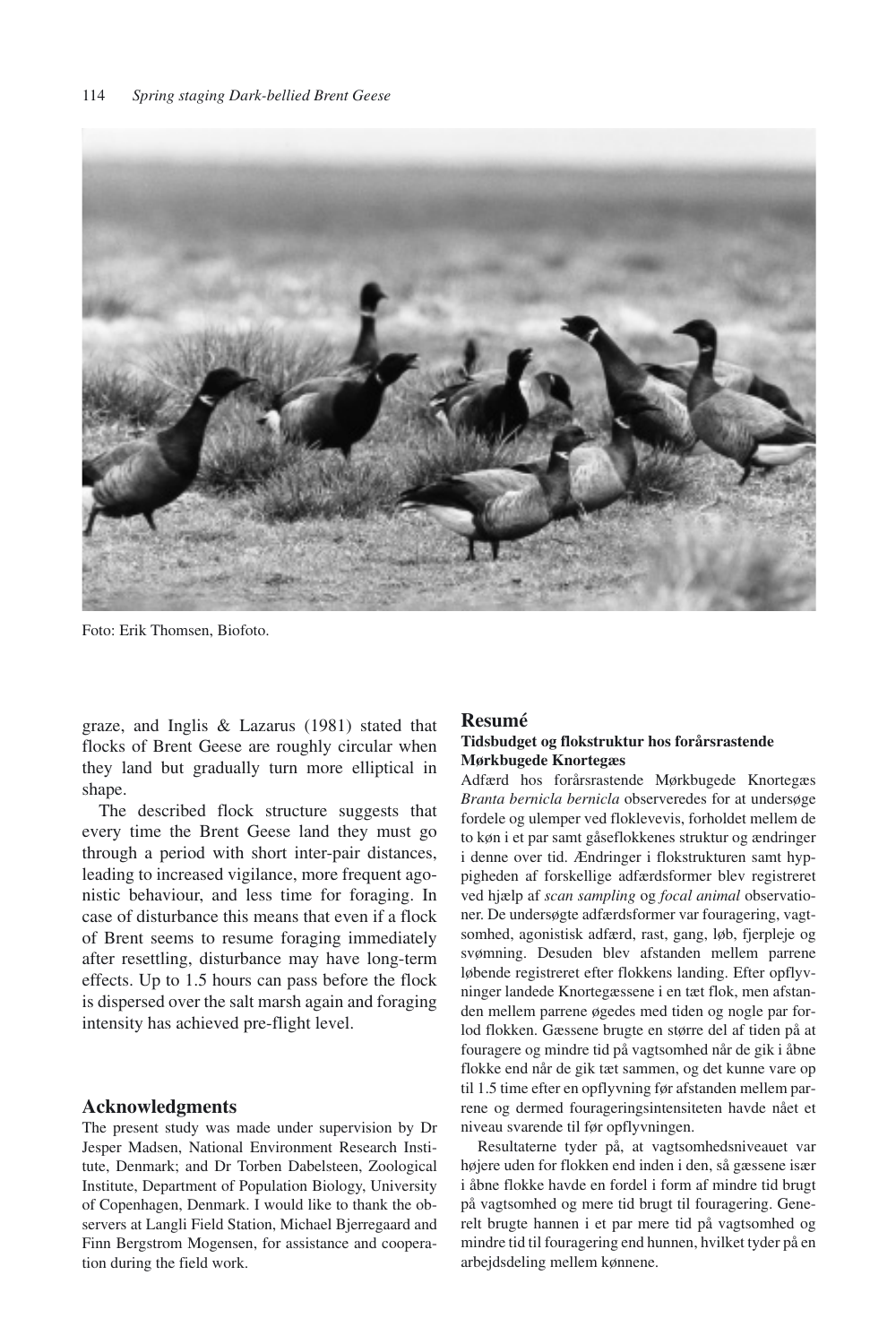Foto: Erik Thomsen, Biofoto.

graze, and Inglis & Lazarus (1981) stated that flocks of Brent Geese are roughly circular when they land but gradually turn more elliptical in shape.

The described flock structure suggests that every time the Brent Geese land they must go through a period with short inter-pair distances, leading to increased vigilance, more frequent agonistic behaviour, and less time for foraging. In case of disturbance this means that even if a flock of Brent seems to resume foraging immediately after resettling, disturbance may have long-term effects. Up to 1.5 hours can pass before the flock is dispersed over the salt marsh again and foraging intensity has achieved pre-flight level.

## Acknowledgments

The present study was made under supervision by Dr Jesper Madsen, National Environment Research Institute, Denmark; and Dr Torben Dabelsteen, Zoological Institute, Department of Population Biology, University of Copenhagen, Denmark. I would like to thank the observers at Langli Field Station, Michael Bjerregaard and Finn Bergstrom Mogensen, for assistance and cooperation during the field work.

## Resumé

### Tidsbudget og flokstruktur hos forårsrastende Mørkbugede Knortegæs

Adfærd hos forårsrastende Mørkbugede Knortegæs *Branta bernicla bernicla* observeredes for at undersøge fordele og ulemper ved floklevevis, forholdet mellem de to køn i et par samt gåseflokkenes struktur og ændringer i denne over tid. Ændringer i flokstrukturen samt hyppigheden af forskellige adfærdsformer blev registreret ved hjælp af *scan sampling* og *focal animal* observationer. De undersøgte adfærdsformer var fouragering, vagtsomhed, agonistisk adfærd, rast, gang, løb, fjerpleje og svømning. Desuden blev afstanden mellem parrene løbende registreret efter flokkens landing. Efter opflyvninger landede Knortegæssene i en tæt flok, men afstanden mellem parrene øgedes med tiden og nogle par forlod flokken. Gæssene brugte en større del af tiden på at fouragere og mindre tid på vagtsomhed når de gik i åbne flokke end når de gik tæt sammen, og det kunne vare op til 1.5 time efter en opflyvning før afstanden mellem parrene og dermed fourageringsintensiteten havde nået et niveau svarende til før opflyvningen.

Resultaterne tyder på, at vagtsomhedsniveauet var højere uden for flokken end inden i den, så gæssene især i åbne flokke havde en fordel i form af mindre tid brugt på vagtsomhed og mere tid brugt til fouragering. Generelt brugte hannen i et par mere tid på vagtsomhed og mindre tid til fouragering end hunnen, hvilket tyder på en arbejdsdeling mellem kønnene.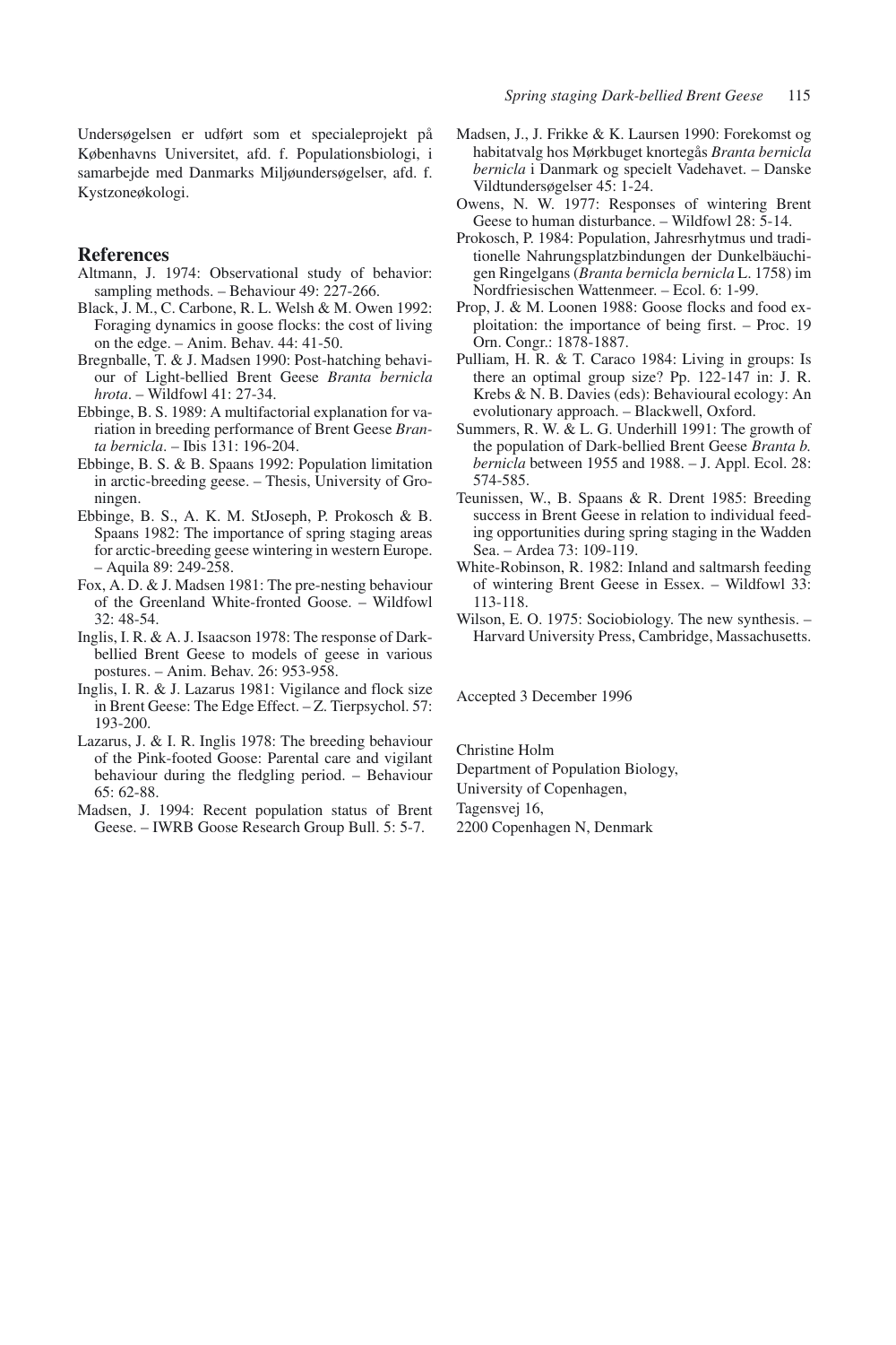Undersøgelsen er udført som et specialeprojekt på Københavns Universitet, afd. f. Populationsbiologi, i samarbejde med Danmarks Miljøundersøgelser, afd. f. Kystzoneøkologi.

## References

Altmann, J. 1974: Observational study of behavior: sampling methods. – Behaviour 49: 227-266.

Black, J. M., C. Carbone, R. L. Welsh & M. Owen 1992: Foraging dynamics in goose flocks: the cost of living on the edge. – Anim. Behav. 44: 41-50.

Bregnballe, T. & J. Madsen 1990: Post-hatching behaviour of Light-bellied Brent Geese *Branta bernicla hrota*. – Wildfowl 41: 27-34.

Ebbinge, B. S. 1989: A multifactorial explanation for variation in breeding performance of Brent Geese *Branta bernicla*. – Ibis 131: 196-204.

Ebbinge, B. S. & B. Spaans 1992: Population limitation in arctic-breeding geese. – Thesis, University of Groningen.

Ebbinge, B. S., A. K. M. StJoseph, P. Prokosch & B. Spaans 1982: The importance of spring staging areas for arctic-breeding geese wintering in western Europe. – Aquila 89: 249-258.

Fox, A. D. & J. Madsen 1981: The pre-nesting behaviour of the Greenland White-fronted Goose. – Wildfowl 32: 48-54.

Inglis, I. R. & A. J. Isaacson 1978: The response of Dark-bellied Brent Geese to models of geese in various postures. – Anim. Behav. 26: 953-958.

Inglis, I. R. & J. Lazarus 1981: Vigilance and flock size in Brent Geese: The Edge Effect. – Z. Tierpsychol. 57: 193-200.

Lazarus, J. & I. R. Inglis 1978: The breeding behaviour of the Pink-footed Goose: Parental care and vigilant behaviour during the fledgling period. – Behaviour 65: 62-88.

Madsen, J. 1994: Recent population status of Brent Geese. – IWRB Goose Research Group Bull. 5: 5-7.

Madsen, J., J. Frikke & K. Laursen 1990: Forekomst og habitatvalg hos Mørkbuget knortegås *Branta bernicla bernicla* i Danmark og specielt Vadehavet. – Danske Vildtundersøgelser 45: 1-24.

Owens, N. W. 1977: Responses of wintering Brent Geese to human disturbance. – Wildfowl 28: 5-14.

Prokosch, P. 1984: Population, Jahresrhytmus und traditionelle Nahrungsplatzbindungen der Dunkelbäuchigen Ringelgans (*Branta bernicla bernicla* L. 1758) im Nordfriesischen Wattenmeer. – Ecol. 6: 1-99.

Prop, J. & M. Loonen 1988: Goose flocks and food exploitation: the importance of being first. – Proc. 19 Orn. Congr.: 1878-1887.

Pulliam, H. R. & T. Caraco 1984: Living in groups: Is there an optimal group size? Pp. 122-147 in: J. R. Krebs & N. B. Davies (eds): Behavioural ecology: An evolutionary approach. – Blackwell, Oxford.

Summers, R. W. & L. G. Underhill 1991: The growth of the population of Dark-bellied Brent Geese *Branta b. bernicla* between 1955 and 1988. – J. Appl. Ecol. 28: 574-585.

Teunissen, W., B. Spaans & R. Drent 1985: Breeding success in Brent Geese in relation to individual feeding opportunities during spring staging in the Wadden Sea. – Ardea 73: 109-119.

White-Robinson, R. 1982: Inland and saltmarsh feeding of wintering Brent Geese in Essex. – Wildfowl 33: 113-118.

Wilson, E. O. 1975: Sociobiology. The new synthesis. – Harvard University Press, Cambridge, Massachusetts.

Accepted 3 December 1996

Christine Holm
Department of Population Biology,
University of Copenhagen,
Tagensvej 16,
2200 Copenhagen N, Denmark